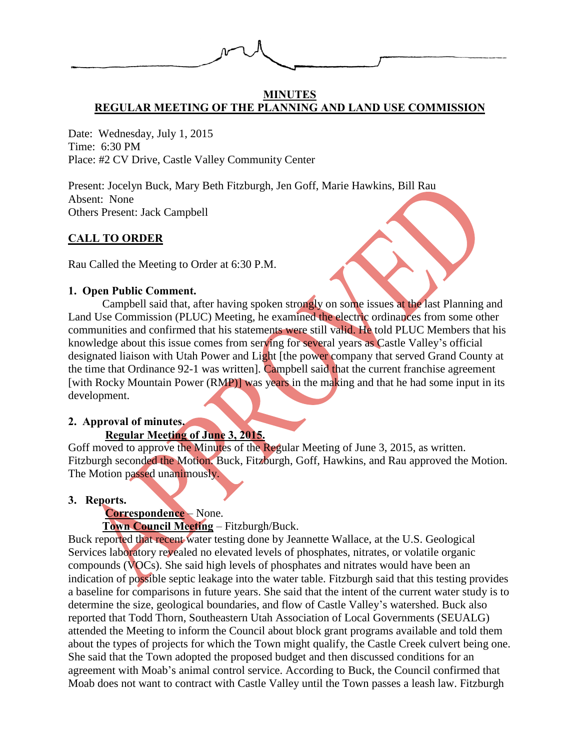**MINUTES**
**REGULAR MEETING OF THE PLANNING AND LAND USE COMMISSION**

Date: Wednesday, July 1, 2015
Time: 6:30 PM
Place: #2 CV Drive, Castle Valley Community Center

Present: Jocelyn Buck, Mary Beth Fitzburgh, Jen Goff, Marie Hawkins, Bill Rau
Absent: None
Others Present: Jack Campbell

## CALL TO ORDER

Rau Called the Meeting to Order at 6:30 P.M.

**1. Open Public Comment.**

Campbell said that, after having spoken strongly on some issues at the last Planning and Land Use Commission (PLUC) Meeting, he examined the electric ordinances from some other communities and confirmed that his statements were still valid. He told PLUC Members that his knowledge about this issue comes from serving for several years as Castle Valley's official designated liaison with Utah Power and Light [the power company that served Grand County at the time that Ordinance 92-1 was written]. Campbell said that the current franchise agreement [with Rocky Mountain Power (RMP)] was years in the making and that he had some input in its development.

**2. Approval of minutes.**

**Regular Meeting of June 3, 2015.**

Goff moved to approve the Minutes of the Regular Meeting of June 3, 2015, as written. Fitzburgh seconded the Motion. Buck, Fitzburgh, Goff, Hawkins, and Rau approved the Motion. The Motion passed unanimously.

**3. Reports.**

**Correspondence** – None.

**Town Council Meeting** – Fitzburgh/Buck.

Buck reported that recent water testing done by Jeannette Wallace, at the U.S. Geological Services laboratory revealed no elevated levels of phosphates, nitrates, or volatile organic compounds (VOCs). She said high levels of phosphates and nitrates would have been an indication of possible septic leakage into the water table. Fitzburgh said that this testing provides a baseline for comparisons in future years. She said that the intent of the current water study is to determine the size, geological boundaries, and flow of Castle Valley's watershed. Buck also reported that Todd Thorn, Southeastern Utah Association of Local Governments (SEUALG) attended the Meeting to inform the Council about block grant programs available and told them about the types of projects for which the Town might qualify, the Castle Creek culvert being one. She said that the Town adopted the proposed budget and then discussed conditions for an agreement with Moab's animal control service. According to Buck, the Council confirmed that Moab does not want to contract with Castle Valley until the Town passes a leash law. Fitzburgh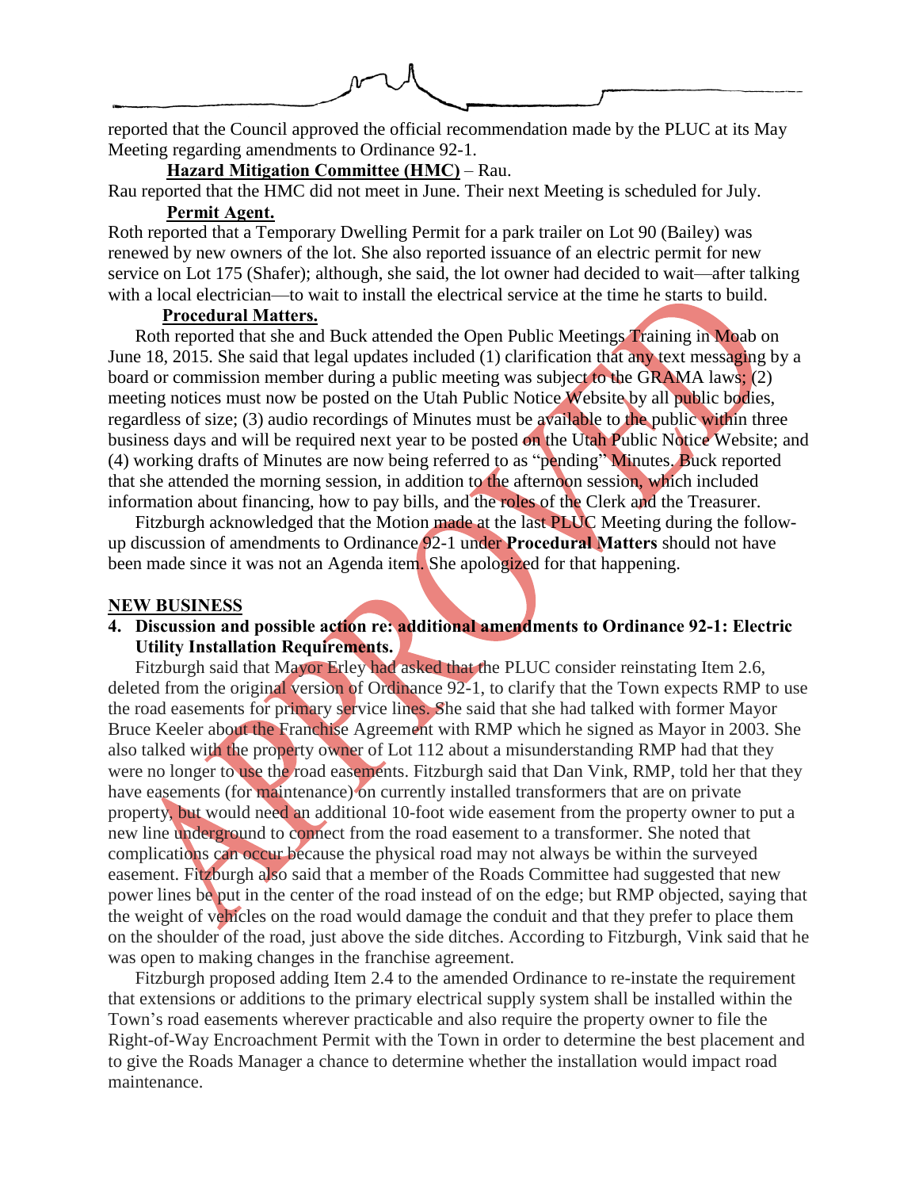reported that the Council approved the official recommendation made by the PLUC at its May Meeting regarding amendments to Ordinance 92-1.

**Hazard Mitigation Committee (HMC)** – Rau.

Rau reported that the HMC did not meet in June. Their next Meeting is scheduled for July.

**Permit Agent.**

Roth reported that a Temporary Dwelling Permit for a park trailer on Lot 90 (Bailey) was renewed by new owners of the lot. She also reported issuance of an electric permit for new service on Lot 175 (Shafer); although, she said, the lot owner had decided to wait—after talking with a local electrician—to wait to install the electrical service at the time he starts to build.

**Procedural Matters.**

Roth reported that she and Buck attended the Open Public Meetings Training in Moab on June 18, 2015. She said that legal updates included (1) clarification that any text messaging by a board or commission member during a public meeting was subject to the GRAMA laws; (2) meeting notices must now be posted on the Utah Public Notice Website by all public bodies, regardless of size; (3) audio recordings of Minutes must be available to the public within three business days and will be required next year to be posted on the Utah Public Notice Website; and (4) working drafts of Minutes are now being referred to as "pending" Minutes. Buck reported that she attended the morning session, in addition to the afternoon session, which included information about financing, how to pay bills, and the roles of the Clerk and the Treasurer.

Fitzburgh acknowledged that the Motion made at the last PLUC Meeting during the follow-up discussion of amendments to Ordinance 92-1 under **Procedural Matters** should not have been made since it was not an Agenda item. She apologized for that happening.

## NEW BUSINESS

**4. Discussion and possible action re: additional amendments to Ordinance 92-1: Electric Utility Installation Requirements.**

Fitzburgh said that Mayor Erley had asked that the PLUC consider reinstating Item 2.6, deleted from the original version of Ordinance 92-1, to clarify that the Town expects RMP to use the road easements for primary service lines. She said that she had talked with former Mayor Bruce Keeler about the Franchise Agreement with RMP which he signed as Mayor in 2003. She also talked with the property owner of Lot 112 about a misunderstanding RMP had that they were no longer to use the road easements. Fitzburgh said that Dan Vink, RMP, told her that they have easements (for maintenance) on currently installed transformers that are on private property, but would need an additional 10-foot wide easement from the property owner to put a new line underground to connect from the road easement to a transformer. She noted that complications can occur because the physical road may not always be within the surveyed easement. Fitzburgh also said that a member of the Roads Committee had suggested that new power lines be put in the center of the road instead of on the edge; but RMP objected, saying that the weight of vehicles on the road would damage the conduit and that they prefer to place them on the shoulder of the road, just above the side ditches. According to Fitzburgh, Vink said that he was open to making changes in the franchise agreement.

Fitzburgh proposed adding Item 2.4 to the amended Ordinance to re-instate the requirement that extensions or additions to the primary electrical supply system shall be installed within the Town's road easements wherever practicable and also require the property owner to file the Right-of-Way Encroachment Permit with the Town in order to determine the best placement and to give the Roads Manager a chance to determine whether the installation would impact road maintenance.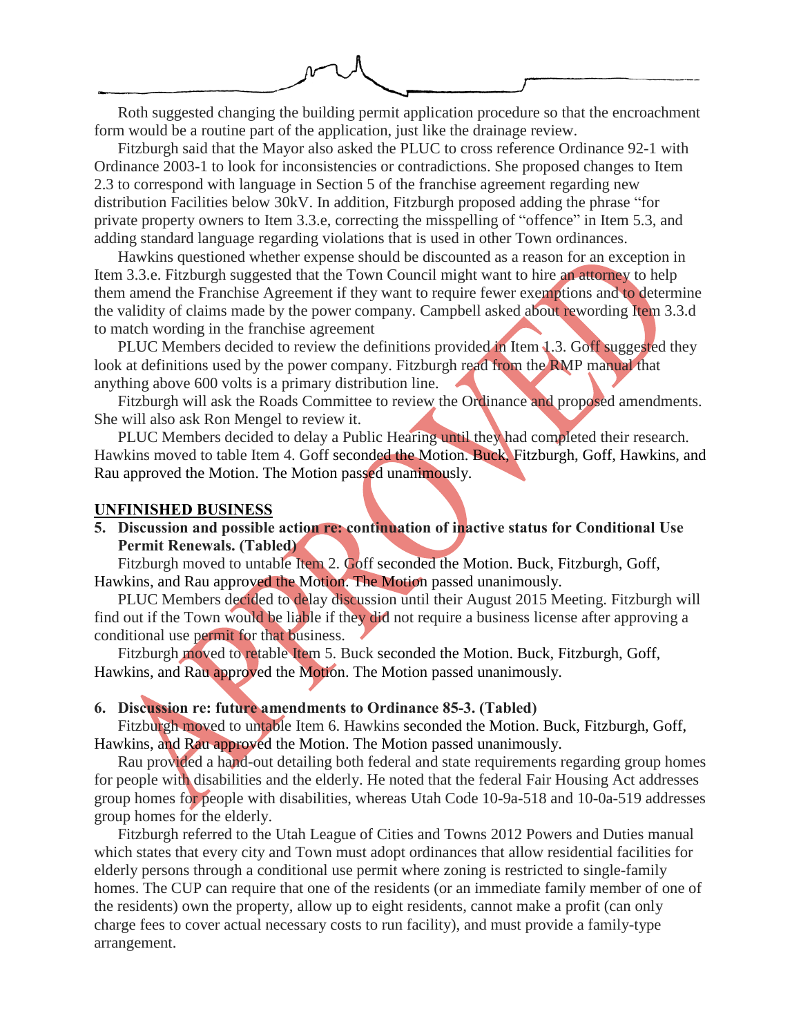Roth suggested changing the building permit application procedure so that the encroachment form would be a routine part of the application, just like the drainage review.

Fitzburgh said that the Mayor also asked the PLUC to cross reference Ordinance 92-1 with Ordinance 2003-1 to look for inconsistencies or contradictions. She proposed changes to Item 2.3 to correspond with language in Section 5 of the franchise agreement regarding new distribution Facilities below 30kV. In addition, Fitzburgh proposed adding the phrase "for private property owners to Item 3.3.e, correcting the misspelling of "offence" in Item 5.3, and adding standard language regarding violations that is used in other Town ordinances.

Hawkins questioned whether expense should be discounted as a reason for an exception in Item 3.3.e. Fitzburgh suggested that the Town Council might want to hire an attorney to help them amend the Franchise Agreement if they want to require fewer exemptions and to determine the validity of claims made by the power company. Campbell asked about rewording Item 3.3.d to match wording in the franchise agreement

PLUC Members decided to review the definitions provided in Item 1.3. Goff suggested they look at definitions used by the power company. Fitzburgh read from the RMP manual that anything above 600 volts is a primary distribution line.

Fitzburgh will ask the Roads Committee to review the Ordinance and proposed amendments. She will also ask Ron Mengel to review it.

PLUC Members decided to delay a Public Hearing until they had completed their research. Hawkins moved to table Item 4. Goff seconded the Motion. Buck, Fitzburgh, Goff, Hawkins, and Rau approved the Motion. The Motion passed unanimously.

## UNFINISHED BUSINESS

**5. Discussion and possible action re: continuation of inactive status for Conditional Use Permit Renewals. (Tabled)**

Fitzburgh moved to untable Item 2. Goff seconded the Motion. Buck, Fitzburgh, Goff, Hawkins, and Rau approved the Motion. The Motion passed unanimously.

PLUC Members decided to delay discussion until their August 2015 Meeting. Fitzburgh will find out if the Town would be liable if they did not require a business license after approving a conditional use permit for that business.

Fitzburgh moved to retable Item 5. Buck seconded the Motion. Buck, Fitzburgh, Goff, Hawkins, and Rau approved the Motion. The Motion passed unanimously.

**6. Discussion re: future amendments to Ordinance 85-3. (Tabled)**

Fitzburgh moved to untable Item 6. Hawkins seconded the Motion. Buck, Fitzburgh, Goff, Hawkins, and Rau approved the Motion. The Motion passed unanimously.

Rau provided a hand-out detailing both federal and state requirements regarding group homes for people with disabilities and the elderly. He noted that the federal Fair Housing Act addresses group homes for people with disabilities, whereas Utah Code 10-9a-518 and 10-0a-519 addresses group homes for the elderly.

Fitzburgh referred to the Utah League of Cities and Towns 2012 Powers and Duties manual which states that every city and Town must adopt ordinances that allow residential facilities for elderly persons through a conditional use permit where zoning is restricted to single-family homes. The CUP can require that one of the residents (or an immediate family member of one of the residents) own the property, allow up to eight residents, cannot make a profit (can only charge fees to cover actual necessary costs to run facility), and must provide a family-type arrangement.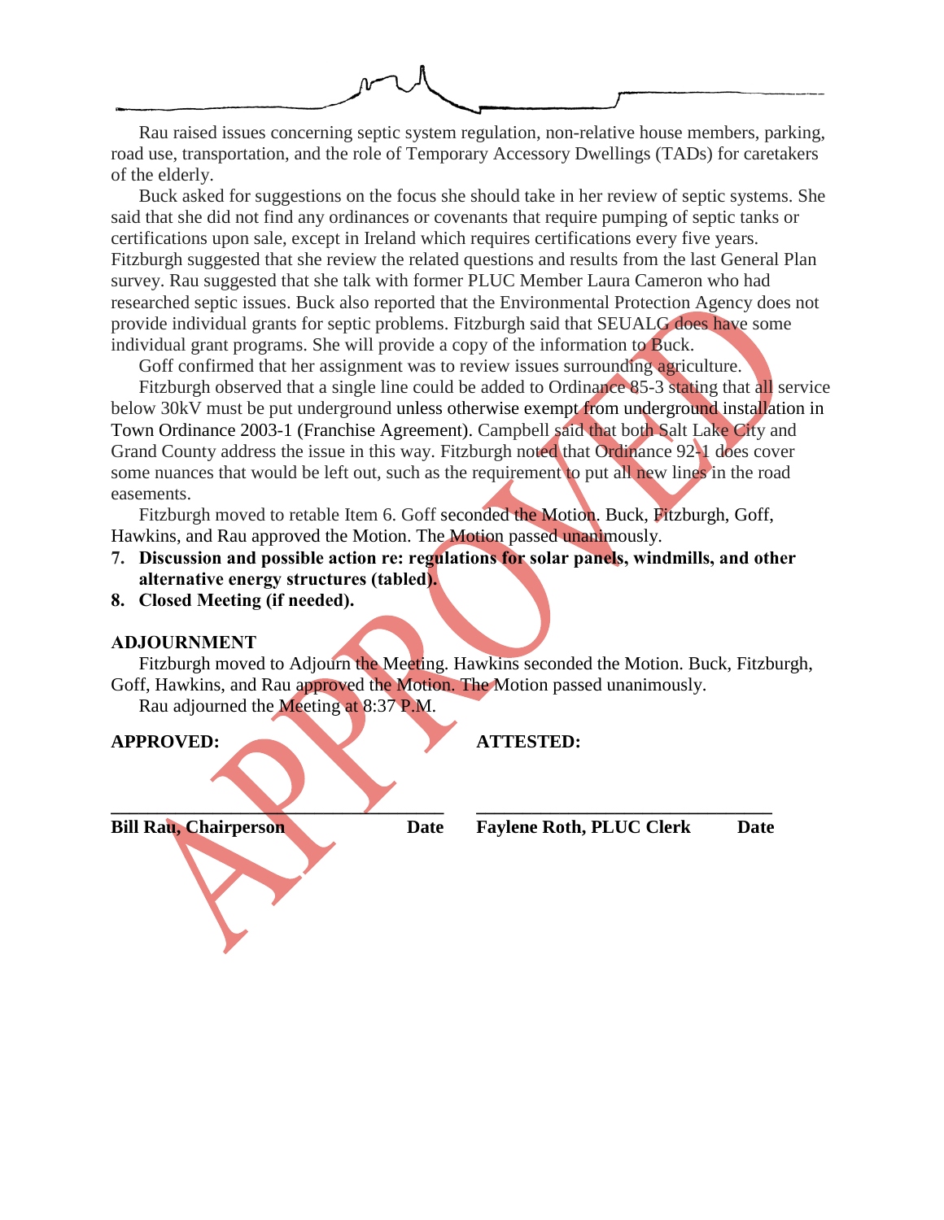Rau raised issues concerning septic system regulation, non-relative house members, parking, road use, transportation, and the role of Temporary Accessory Dwellings (TADs) for caretakers of the elderly.

Buck asked for suggestions on the focus she should take in her review of septic systems. She said that she did not find any ordinances or covenants that require pumping of septic tanks or certifications upon sale, except in Ireland which requires certifications every five years. Fitzburgh suggested that she review the related questions and results from the last General Plan survey. Rau suggested that she talk with former PLUC Member Laura Cameron who had researched septic issues. Buck also reported that the Environmental Protection Agency does not provide individual grants for septic problems. Fitzburgh said that SEUALG does have some individual grant programs. She will provide a copy of the information to Buck.

Goff confirmed that her assignment was to review issues surrounding agriculture.

Fitzburgh observed that a single line could be added to Ordinance 85-3 stating that all service below 30kV must be put underground unless otherwise exempt from underground installation in Town Ordinance 2003-1 (Franchise Agreement). Campbell said that both Salt Lake City and Grand County address the issue in this way. Fitzburgh noted that Ordinance 92-1 does cover some nuances that would be left out, such as the requirement to put all new lines in the road easements.

Fitzburgh moved to retable Item 6. Goff seconded the Motion. Buck, Fitzburgh, Goff, Hawkins, and Rau approved the Motion. The Motion passed unanimously.

7. **Discussion and possible action re: regulations for solar panels, windmills, and other alternative energy structures (tabled).**
8. **Closed Meeting (if needed).**

**ADJOURNMENT**

Fitzburgh moved to Adjourn the Meeting. Hawkins seconded the Motion. Buck, Fitzburgh, Goff, Hawkins, and Rau approved the Motion. The Motion passed unanimously.

Rau adjourned the Meeting at 8:37 P.M.

**APPROVED:** **ATTESTED:**

______________________________ ______________________________

**Bill Rau, Chairperson Date** **Faylene Roth, PLUC Clerk Date**

APPROVED